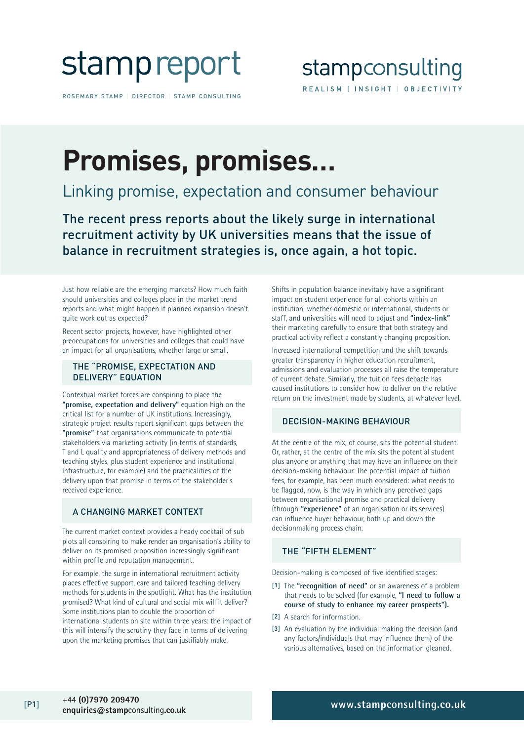stamp report

ROSEMARY STAMP | DIRECTOR | STAMP CONSULTING

stampconsulting

REALISM | INSIGHT | OBJECTIVITY

# Promises, promises...

## Linking promise, expectation and consumer behaviour

**The recent press reports about the likely surge in international recruitment activity by UK universities means that the issue of balance in recruitment strategies is, once again, a hot topic.**

Just how reliable are the emerging markets? How much faith should universities and colleges place in the market trend reports and what might happen if planned expansion doesn't quite work out as expected?

Recent sector projects, however, have highlighted other preoccupations for universities and colleges that could have an impact for all organisations, whether large or small.

### THE "PROMISE, EXPECTATION AND DELIVERY" EQUATION

Contextual market forces are conspiring to place the **"promise, expectation and delivery"** equation high on the critical list for a number of UK institutions. Increasingly, strategic project results report significant gaps between the **"promise"** that organisations communicate to potential stakeholders via marketing activity (in terms of standards, T and L quality and appropriateness of delivery methods and teaching styles, plus student experience and institutional infrastructure, for example) and the practicalities of the delivery upon that promise in terms of the stakeholder's received experience.

### A CHANGING MARKET CONTEXT

The current market context provides a heady cocktail of sub plots all conspiring to make render an organisation's ability to deliver on its promised proposition increasingly significant within profile and reputation management.

For example, the surge in international recruitment activity places effective support, care and tailored teaching delivery methods for students in the spotlight. What has the institution promised? What kind of cultural and social mix will it deliver? Some institutions plan to double the proportion of international students on site within three years: the impact of this will intensify the scrutiny they face in terms of delivering upon the marketing promises that can justifiably make.

Shifts in population balance inevitably have a significant impact on student experience for all cohorts within an institution, whether domestic or international, students or staff, and universities will need to adjust and **"index-link"** their marketing carefully to ensure that both strategy and practical activity reflect a constantly changing proposition.

Increased international competition and the shift towards greater transparency in higher education recruitment, admissions and evaluation processes all raise the temperature of current debate. Similarly, the tuition fees debacle has caused institutions to consider how to deliver on the relative return on the investment made by students, at whatever level.

### DECISION-MAKING BEHAVIOUR

At the centre of the mix, of course, sits the potential student. Or, rather, at the centre of the mix sits the potential student plus anyone or anything that may have an influence on their decision-making behaviour. The potential impact of tuition fees, for example, has been much considered: what needs to be flagged, now, is the way in which any perceived gaps between organisational promise and practical delivery (through **"experience"** of an organisation or its services) can influence buyer behaviour, both up and down the decisionmaking process chain.

### THE "FIFTH ELEMENT"

Decision-making is composed of five identified stages:

[1] The **"recognition of need"** or an awareness of a problem that needs to be solved (for example, **"I need to follow a course of study to enhance my career prospects").**

[2] A search for information.

[3] An evaluation by the individual making the decision (and any factors/individuals that may influence them) of the various alternatives, based on the information gleaned.

+44 **(0)7970 209470**
**enquiries@stamp**consulting**.co.uk**

**www.stamp**consulting**.co.uk**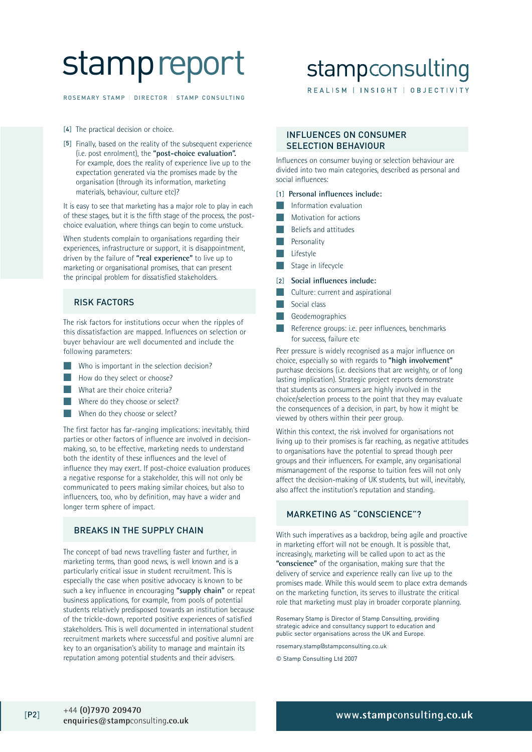[4] The practical decision or choice.

[5] Finally, based on the reality of the subsequent experience (i.e. post enrolment), the **"post-choice evaluation".** For example, does the reality of experience live up to the expectation generated via the promises made by the organisation (through its information, marketing materials, behaviour, culture etc)?

It is easy to see that marketing has a major role to play in each of these stages, but it is the fifth stage of the process, the post-choice evaluation, where things can begin to come unstuck.

When students complain to organisations regarding their experiences, infrastructure or support, it is disappointment, driven by the failure of **"real experience"** to live up to marketing or organisational promises, that can present the principal problem for dissatisfied stakeholders.

## RISK FACTORS

The risk factors for institutions occur when the ripples of this dissatisfaction are mapped. Influences on selection or buyer behaviour are well documented and include the following parameters:

- Who is important in the selection decision?
- How do they select or choose?
- What are their choice criteria?
- Where do they choose or select?
- When do they choose or select?

The first factor has far-ranging implications: inevitably, third parties or other factors of influence are involved in decision-making, so, to be effective, marketing needs to understand both the identity of these influences and the level of influence they may exert. If post-choice evaluation produces a negative response for a stakeholder, this will not only be communicated to peers making similar choices, but also to influencers, too, who by definition, may have a wider and longer term sphere of impact.

## BREAKS IN THE SUPPLY CHAIN

The concept of bad news travelling faster and further, in marketing terms, than good news, is well known and is a particularly critical issue in student recruitment. This is especially the case when positive advocacy is known to be such a key influence in encouraging **"supply chain"** or repeat business applications, for example, from pools of potential students relatively predisposed towards an institution because of the trickle-down, reported positive experiences of satisfied stakeholders. This is well documented in international student recruitment markets where successful and positive alumni are key to an organisation's ability to manage and maintain its reputation among potential students and their advisers.

## INFLUENCES ON CONSUMER SELECTION BEHAVIOUR

Influences on consumer buying or selection behaviour are divided into two main categories, described as personal and social influences:

[1] **Personal influences include:**

- Information evaluation
- Motivation for actions
- Beliefs and attitudes
- Personality
- Lifestyle
- Stage in lifecycle

[2] **Social influences include:**

- Culture: current and aspirational
- Social class
- Geodemographics
- Reference groups: i.e. peer influences, benchmarks for success, failure etc

Peer pressure is widely recognised as a major influence on choice, especially so with regards to **"high involvement"** purchase decisions (i.e. decisions that are weighty, or of long lasting implication). Strategic project reports demonstrate that students as consumers are highly involved in the choice/selection process to the point that they may evaluate the consequences of a decision, in part, by how it might be viewed by others within their peer group.

Within this context, the risk involved for organisations not living up to their promises is far reaching, as negative attitudes to organisations have the potential to spread though peer groups and their influencers. For example, any organisational mismanagement of the response to tuition fees will not only affect the decision-making of UK students, but will, inevitably, also affect the institution's reputation and standing.

## MARKETING AS "CONSCIENCE"?

With such imperatives as a backdrop, being agile and proactive in marketing effort will not be enough. It is possible that, increasingly, marketing will be called upon to act as the **"conscience"** of the organisation, making sure that the delivery of service and experience really can live up to the promises made. While this would seem to place extra demands on the marketing function, its serves to illustrate the critical role that marketing must play in broader corporate planning.

Rosemary Stamp is Director of Stamp Consulting, providing strategic advice and consultancy support to education and public sector organisations across the UK and Europe.

rosemary.stamp@stampconsulting.co.uk

© Stamp Consulting Ltd 2007